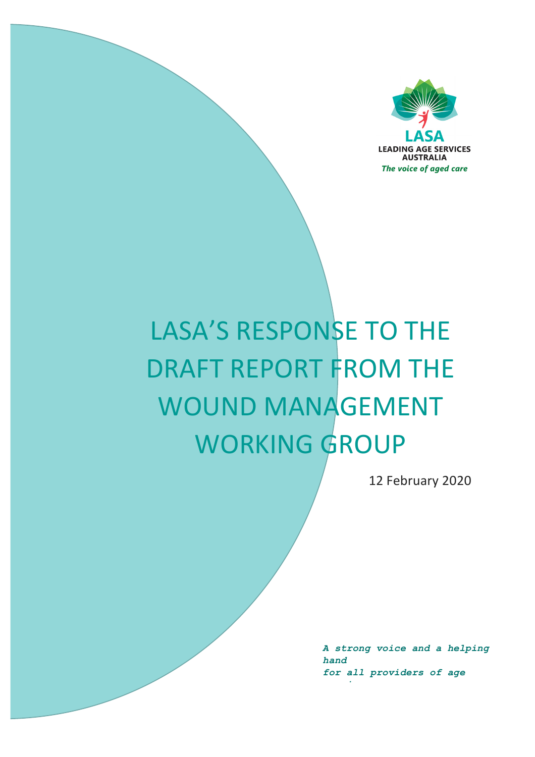LASA
LEADING AGE SERVICES AUSTRALIA
*The voice of aged care*

# LASA'S RESPONSE TO THE DRAFT REPORT FROM THE WOUND MANAGEMENT WORKING GROUP

12 February 2020

***A strong voice and a helping hand for all providers of age***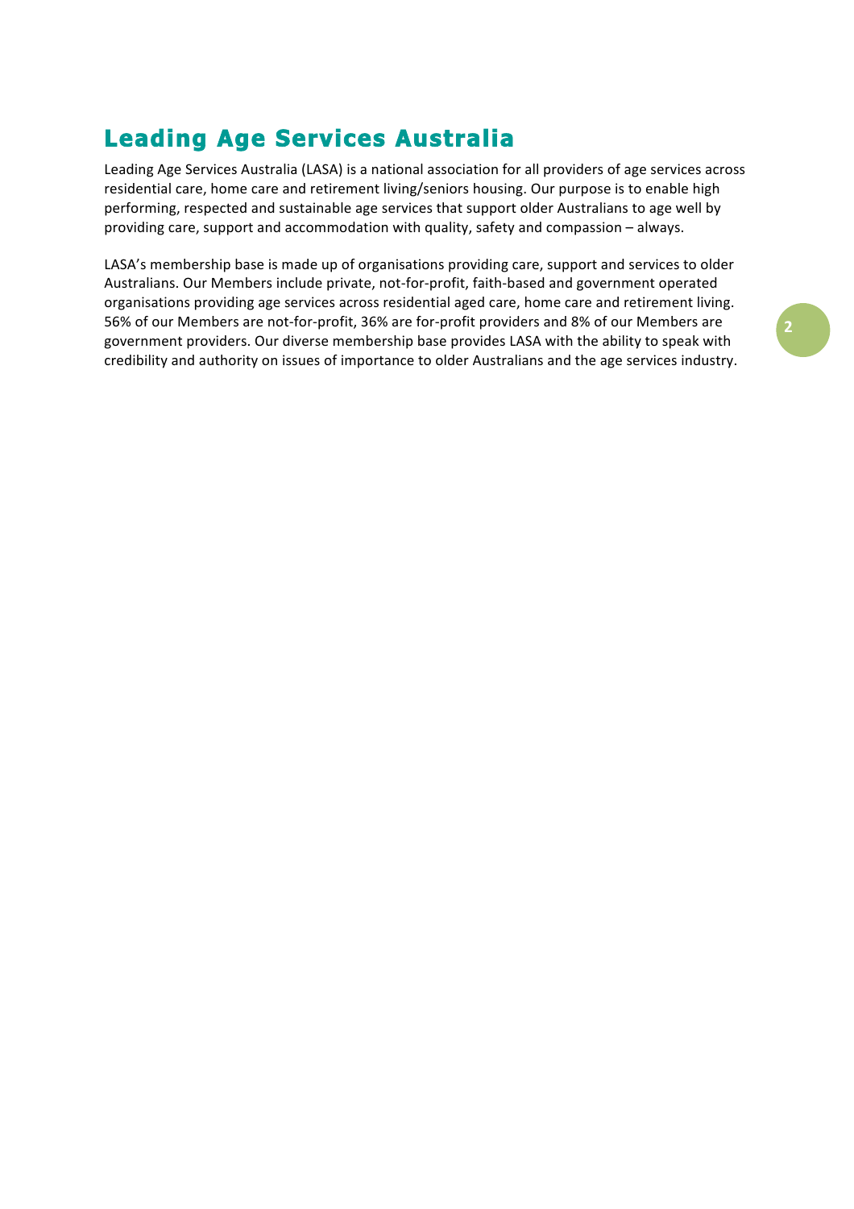# Leading Age Services Australia

Leading Age Services Australia (LASA) is a national association for all providers of age services across residential care, home care and retirement living/seniors housing. Our purpose is to enable high performing, respected and sustainable age services that support older Australians to age well by providing care, support and accommodation with quality, safety and compassion – always.

LASA's membership base is made up of organisations providing care, support and services to older Australians. Our Members include private, not-for-profit, faith-based and government operated organisations providing age services across residential aged care, home care and retirement living. 56% of our Members are not-for-profit, 36% are for-profit providers and 8% of our Members are government providers. Our diverse membership base provides LASA with the ability to speak with credibility and authority on issues of importance to older Australians and the age services industry.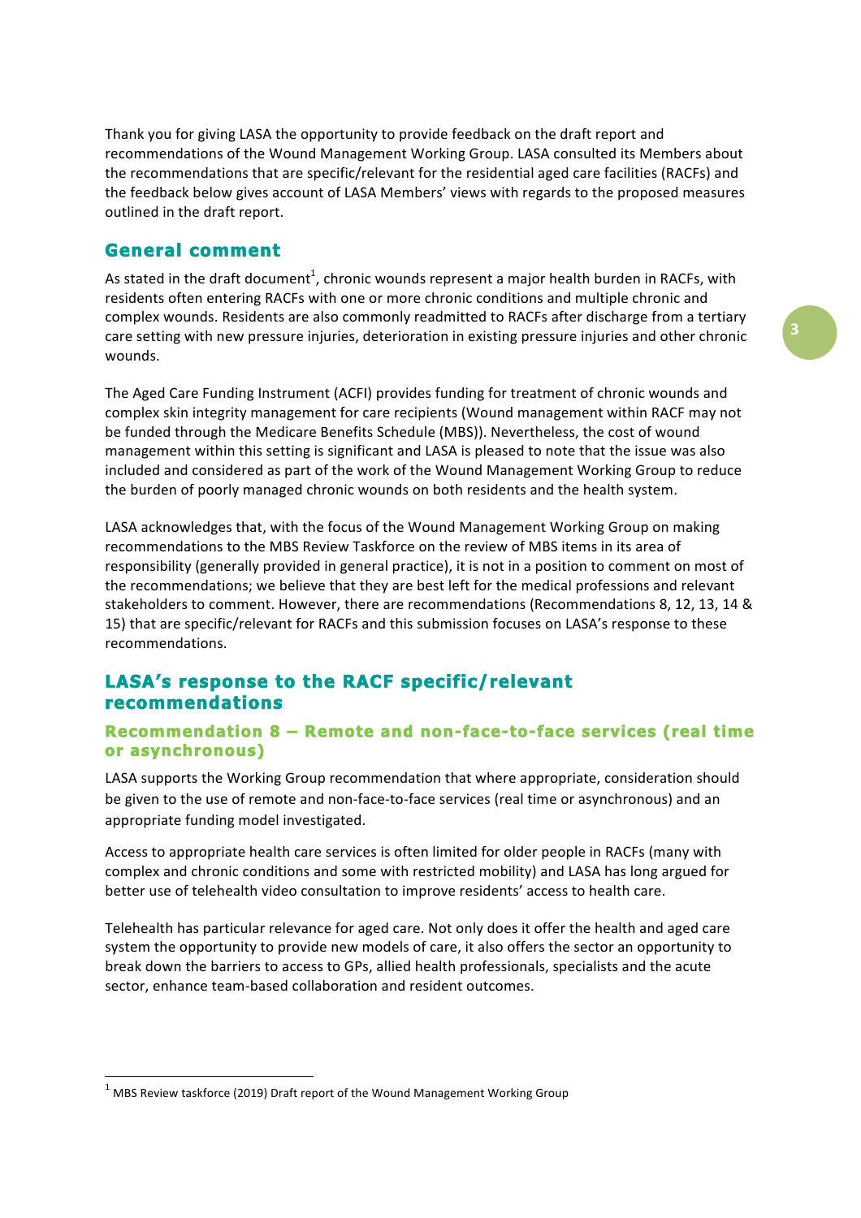Thank you for giving LASA the opportunity to provide feedback on the draft report and recommendations of the Wound Management Working Group. LASA consulted its Members about the recommendations that are specific/relevant for the residential aged care facilities (RACFs) and the feedback below gives account of LASA Members' views with regards to the proposed measures outlined in the draft report.

## General comment

As stated in the draft document[1], chronic wounds represent a major health burden in RACFs, with residents often entering RACFs with one or more chronic conditions and multiple chronic and complex wounds. Residents are also commonly readmitted to RACFs after discharge from a tertiary care setting with new pressure injuries, deterioration in existing pressure injuries and other chronic wounds.

The Aged Care Funding Instrument (ACFI) provides funding for treatment of chronic wounds and complex skin integrity management for care recipients (Wound management within RACF may not be funded through the Medicare Benefits Schedule (MBS)). Nevertheless, the cost of wound management within this setting is significant and LASA is pleased to note that the issue was also included and considered as part of the work of the Wound Management Working Group to reduce the burden of poorly managed chronic wounds on both residents and the health system.

LASA acknowledges that, with the focus of the Wound Management Working Group on making recommendations to the MBS Review Taskforce on the review of MBS items in its area of responsibility (generally provided in general practice), it is not in a position to comment on most of the recommendations; we believe that they are best left for the medical professions and relevant stakeholders to comment. However, there are recommendations (Recommendations 8, 12, 13, 14 & 15) that are specific/relevant for RACFs and this submission focuses on LASA's response to these recommendations.

## LASA's response to the RACF specific/relevant recommendations

### Recommendation 8 – Remote and non-face-to-face services (real time or asynchronous)

LASA supports the Working Group recommendation that where appropriate, consideration should be given to the use of remote and non-face-to-face services (real time or asynchronous) and an appropriate funding model investigated.

Access to appropriate health care services is often limited for older people in RACFs (many with complex and chronic conditions and some with restricted mobility) and LASA has long argued for better use of telehealth video consultation to improve residents' access to health care.

Telehealth has particular relevance for aged care. Not only does it offer the health and aged care system the opportunity to provide new models of care, it also offers the sector an opportunity to break down the barriers to access to GPs, allied health professionals, specialists and the acute sector, enhance team-based collaboration and resident outcomes.

---

[1] MBS Review taskforce (2019) Draft report of the Wound Management Working Group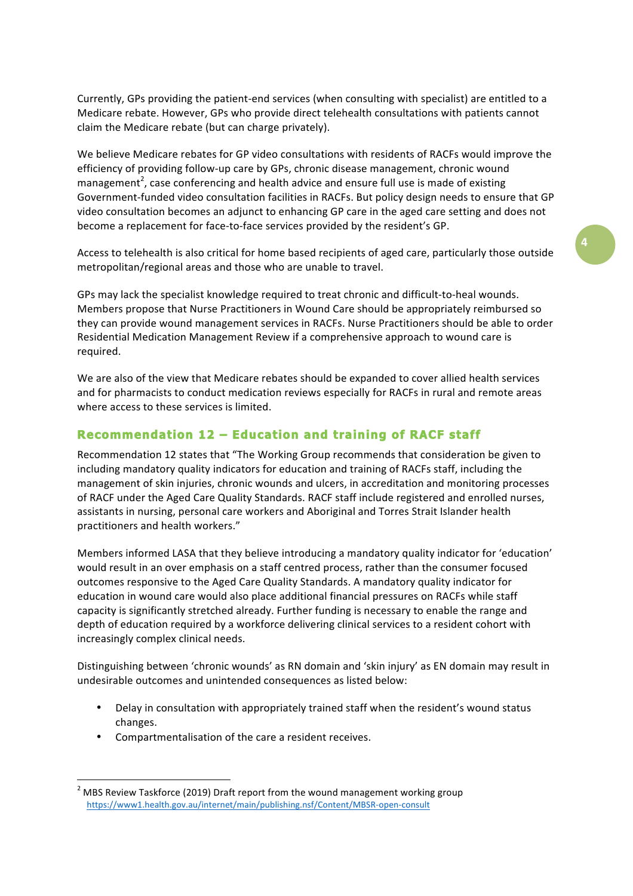Currently, GPs providing the patient-end services (when consulting with specialist) are entitled to a Medicare rebate. However, GPs who provide direct telehealth consultations with patients cannot claim the Medicare rebate (but can charge privately).

We believe Medicare rebates for GP video consultations with residents of RACFs would improve the efficiency of providing follow-up care by GPs, chronic disease management, chronic wound management[2], case conferencing and health advice and ensure full use is made of existing Government-funded video consultation facilities in RACFs. But policy design needs to ensure that GP video consultation becomes an adjunct to enhancing GP care in the aged care setting and does not become a replacement for face-to-face services provided by the resident's GP.

Access to telehealth is also critical for home based recipients of aged care, particularly those outside metropolitan/regional areas and those who are unable to travel.

GPs may lack the specialist knowledge required to treat chronic and difficult-to-heal wounds. Members propose that Nurse Practitioners in Wound Care should be appropriately reimbursed so they can provide wound management services in RACFs. Nurse Practitioners should be able to order Residential Medication Management Review if a comprehensive approach to wound care is required.

We are also of the view that Medicare rebates should be expanded to cover allied health services and for pharmacists to conduct medication reviews especially for RACFs in rural and remote areas where access to these services is limited.

## Recommendation 12 – Education and training of RACF staff

Recommendation 12 states that "The Working Group recommends that consideration be given to including mandatory quality indicators for education and training of RACFs staff, including the management of skin injuries, chronic wounds and ulcers, in accreditation and monitoring processes of RACF under the Aged Care Quality Standards. RACF staff include registered and enrolled nurses, assistants in nursing, personal care workers and Aboriginal and Torres Strait Islander health practitioners and health workers."

Members informed LASA that they believe introducing a mandatory quality indicator for 'education' would result in an over emphasis on a staff centred process, rather than the consumer focused outcomes responsive to the Aged Care Quality Standards. A mandatory quality indicator for education in wound care would also place additional financial pressures on RACFs while staff capacity is significantly stretched already. Further funding is necessary to enable the range and depth of education required by a workforce delivering clinical services to a resident cohort with increasingly complex clinical needs.

Distinguishing between 'chronic wounds' as RN domain and 'skin injury' as EN domain may result in undesirable outcomes and unintended consequences as listed below:

- Delay in consultation with appropriately trained staff when the resident's wound status changes.
- Compartmentalisation of the care a resident receives.

---

[2] MBS Review Taskforce (2019) Draft report from the wound management working group https://www1.health.gov.au/internet/main/publishing.nsf/Content/MBSR-open-consult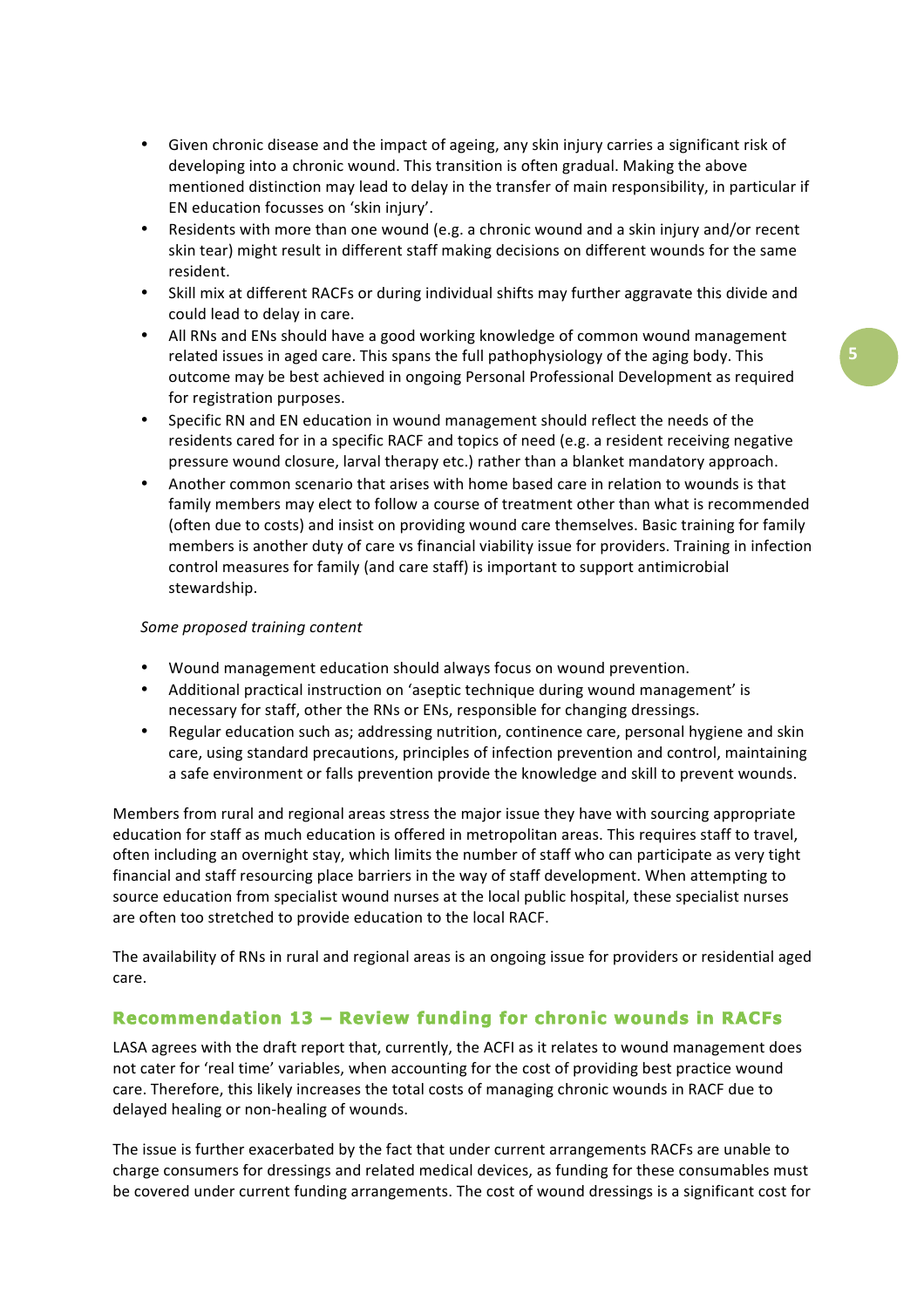- Given chronic disease and the impact of ageing, any skin injury carries a significant risk of developing into a chronic wound. This transition is often gradual. Making the above mentioned distinction may lead to delay in the transfer of main responsibility, in particular if EN education focusses on 'skin injury'.
- Residents with more than one wound (e.g. a chronic wound and a skin injury and/or recent skin tear) might result in different staff making decisions on different wounds for the same resident.
- Skill mix at different RACFs or during individual shifts may further aggravate this divide and could lead to delay in care.
- All RNs and ENs should have a good working knowledge of common wound management related issues in aged care. This spans the full pathophysiology of the aging body. This outcome may be best achieved in ongoing Personal Professional Development as required for registration purposes.
- Specific RN and EN education in wound management should reflect the needs of the residents cared for in a specific RACF and topics of need (e.g. a resident receiving negative pressure wound closure, larval therapy etc.) rather than a blanket mandatory approach.
- Another common scenario that arises with home based care in relation to wounds is that family members may elect to follow a course of treatment other than what is recommended (often due to costs) and insist on providing wound care themselves. Basic training for family members is another duty of care vs financial viability issue for providers. Training in infection control measures for family (and care staff) is important to support antimicrobial stewardship.

*Some proposed training content*

- Wound management education should always focus on wound prevention.
- Additional practical instruction on 'aseptic technique during wound management' is necessary for staff, other the RNs or ENs, responsible for changing dressings.
- Regular education such as; addressing nutrition, continence care, personal hygiene and skin care, using standard precautions, principles of infection prevention and control, maintaining a safe environment or falls prevention provide the knowledge and skill to prevent wounds.

Members from rural and regional areas stress the major issue they have with sourcing appropriate education for staff as much education is offered in metropolitan areas. This requires staff to travel, often including an overnight stay, which limits the number of staff who can participate as very tight financial and staff resourcing place barriers in the way of staff development. When attempting to source education from specialist wound nurses at the local public hospital, these specialist nurses are often too stretched to provide education to the local RACF.

The availability of RNs in rural and regional areas is an ongoing issue for providers or residential aged care.

## Recommendation 13 – Review funding for chronic wounds in RACFs

LASA agrees with the draft report that, currently, the ACFI as it relates to wound management does not cater for 'real time' variables, when accounting for the cost of providing best practice wound care. Therefore, this likely increases the total costs of managing chronic wounds in RACF due to delayed healing or non-healing of wounds.

The issue is further exacerbated by the fact that under current arrangements RACFs are unable to charge consumers for dressings and related medical devices, as funding for these consumables must be covered under current funding arrangements. The cost of wound dressings is a significant cost for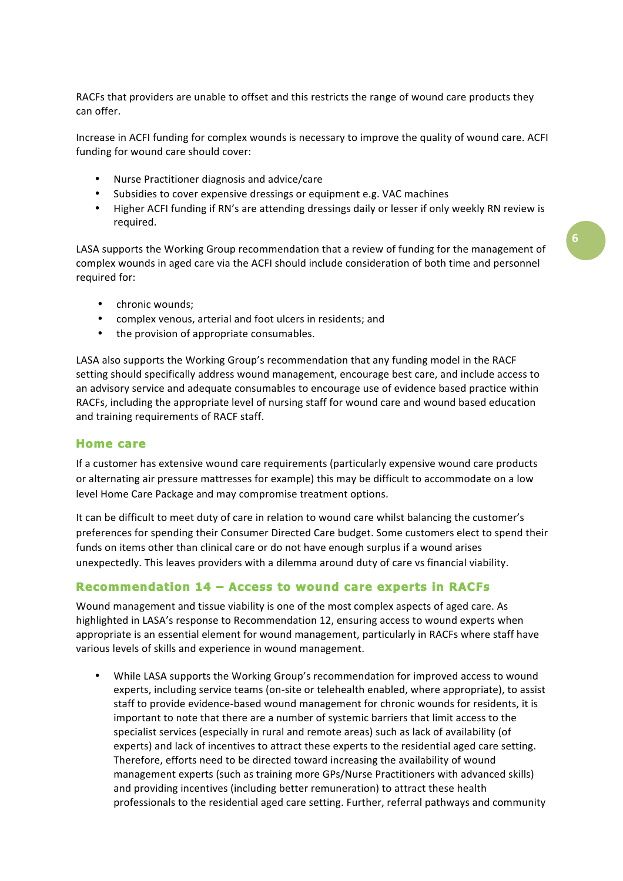RACFs that providers are unable to offset and this restricts the range of wound care products they can offer.

Increase in ACFI funding for complex wounds is necessary to improve the quality of wound care. ACFI funding for wound care should cover:

- Nurse Practitioner diagnosis and advice/care
- Subsidies to cover expensive dressings or equipment e.g. VAC machines
- Higher ACFI funding if RN's are attending dressings daily or lesser if only weekly RN review is required.

LASA supports the Working Group recommendation that a review of funding for the management of complex wounds in aged care via the ACFI should include consideration of both time and personnel required for:

- chronic wounds;
- complex venous, arterial and foot ulcers in residents; and
- the provision of appropriate consumables.

LASA also supports the Working Group's recommendation that any funding model in the RACF setting should specifically address wound management, encourage best care, and include access to an advisory service and adequate consumables to encourage use of evidence based practice within RACFs, including the appropriate level of nursing staff for wound care and wound based education and training requirements of RACF staff.

### Home care

If a customer has extensive wound care requirements (particularly expensive wound care products or alternating air pressure mattresses for example) this may be difficult to accommodate on a low level Home Care Package and may compromise treatment options.

It can be difficult to meet duty of care in relation to wound care whilst balancing the customer's preferences for spending their Consumer Directed Care budget. Some customers elect to spend their funds on items other than clinical care or do not have enough surplus if a wound arises unexpectedly. This leaves providers with a dilemma around duty of care vs financial viability.

## Recommendation 14 – Access to wound care experts in RACFs

Wound management and tissue viability is one of the most complex aspects of aged care. As highlighted in LASA's response to Recommendation 12, ensuring access to wound experts when appropriate is an essential element for wound management, particularly in RACFs where staff have various levels of skills and experience in wound management.

- While LASA supports the Working Group's recommendation for improved access to wound experts, including service teams (on-site or telehealth enabled, where appropriate), to assist staff to provide evidence-based wound management for chronic wounds for residents, it is important to note that there are a number of systemic barriers that limit access to the specialist services (especially in rural and remote areas) such as lack of availability (of experts) and lack of incentives to attract these experts to the residential aged care setting. Therefore, efforts need to be directed toward increasing the availability of wound management experts (such as training more GPs/Nurse Practitioners with advanced skills) and providing incentives (including better remuneration) to attract these health professionals to the residential aged care setting. Further, referral pathways and community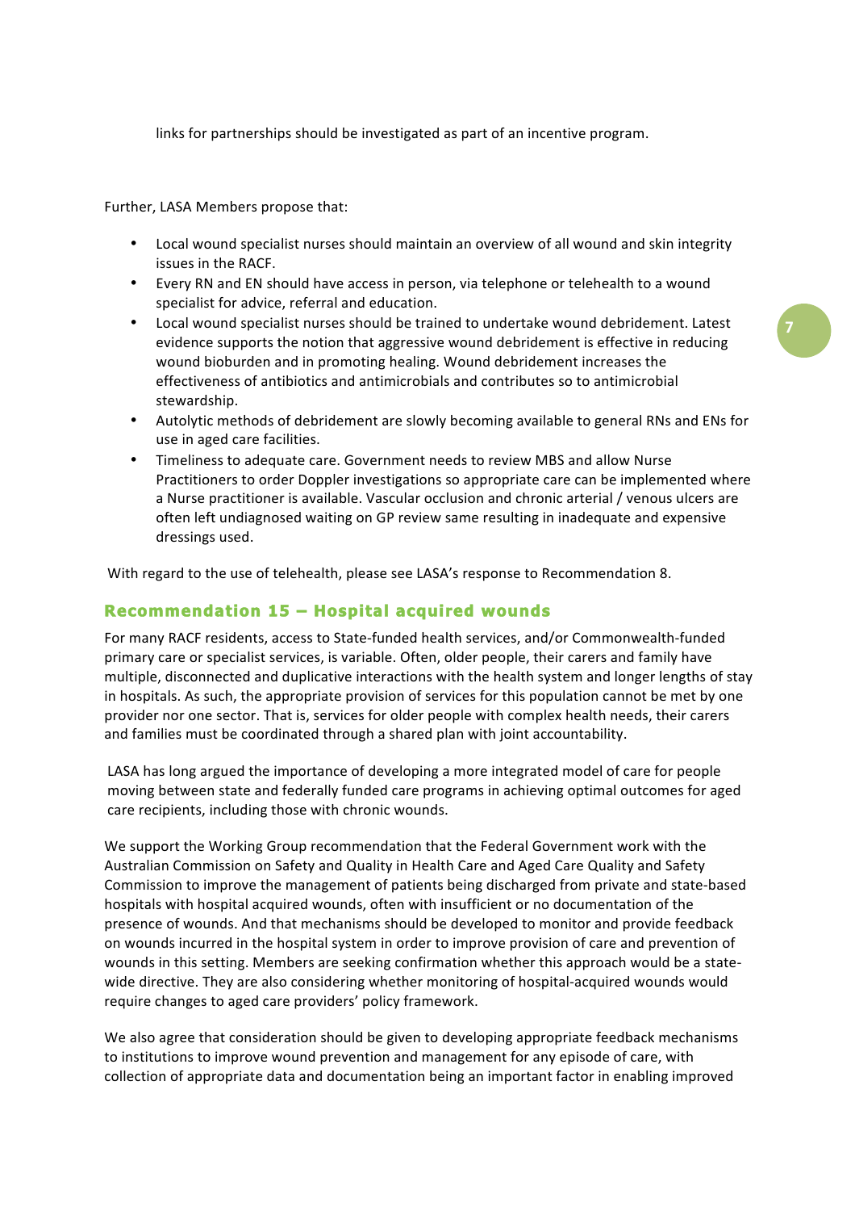links for partnerships should be investigated as part of an incentive program.

Further, LASA Members propose that:

- Local wound specialist nurses should maintain an overview of all wound and skin integrity issues in the RACF.
- Every RN and EN should have access in person, via telephone or telehealth to a wound specialist for advice, referral and education.
- Local wound specialist nurses should be trained to undertake wound debridement. Latest evidence supports the notion that aggressive wound debridement is effective in reducing wound bioburden and in promoting healing. Wound debridement increases the effectiveness of antibiotics and antimicrobials and contributes so to antimicrobial stewardship.
- Autolytic methods of debridement are slowly becoming available to general RNs and ENs for use in aged care facilities.
- Timeliness to adequate care. Government needs to review MBS and allow Nurse Practitioners to order Doppler investigations so appropriate care can be implemented where a Nurse practitioner is available. Vascular occlusion and chronic arterial / venous ulcers are often left undiagnosed waiting on GP review same resulting in inadequate and expensive dressings used.

With regard to the use of telehealth, please see LASA's response to Recommendation 8.

## Recommendation 15 – Hospital acquired wounds

For many RACF residents, access to State-funded health services, and/or Commonwealth-funded primary care or specialist services, is variable. Often, older people, their carers and family have multiple, disconnected and duplicative interactions with the health system and longer lengths of stay in hospitals. As such, the appropriate provision of services for this population cannot be met by one provider nor one sector. That is, services for older people with complex health needs, their carers and families must be coordinated through a shared plan with joint accountability.

LASA has long argued the importance of developing a more integrated model of care for people moving between state and federally funded care programs in achieving optimal outcomes for aged care recipients, including those with chronic wounds.

We support the Working Group recommendation that the Federal Government work with the Australian Commission on Safety and Quality in Health Care and Aged Care Quality and Safety Commission to improve the management of patients being discharged from private and state-based hospitals with hospital acquired wounds, often with insufficient or no documentation of the presence of wounds. And that mechanisms should be developed to monitor and provide feedback on wounds incurred in the hospital system in order to improve provision of care and prevention of wounds in this setting. Members are seeking confirmation whether this approach would be a state-wide directive. They are also considering whether monitoring of hospital-acquired wounds would require changes to aged care providers' policy framework.

We also agree that consideration should be given to developing appropriate feedback mechanisms to institutions to improve wound prevention and management for any episode of care, with collection of appropriate data and documentation being an important factor in enabling improved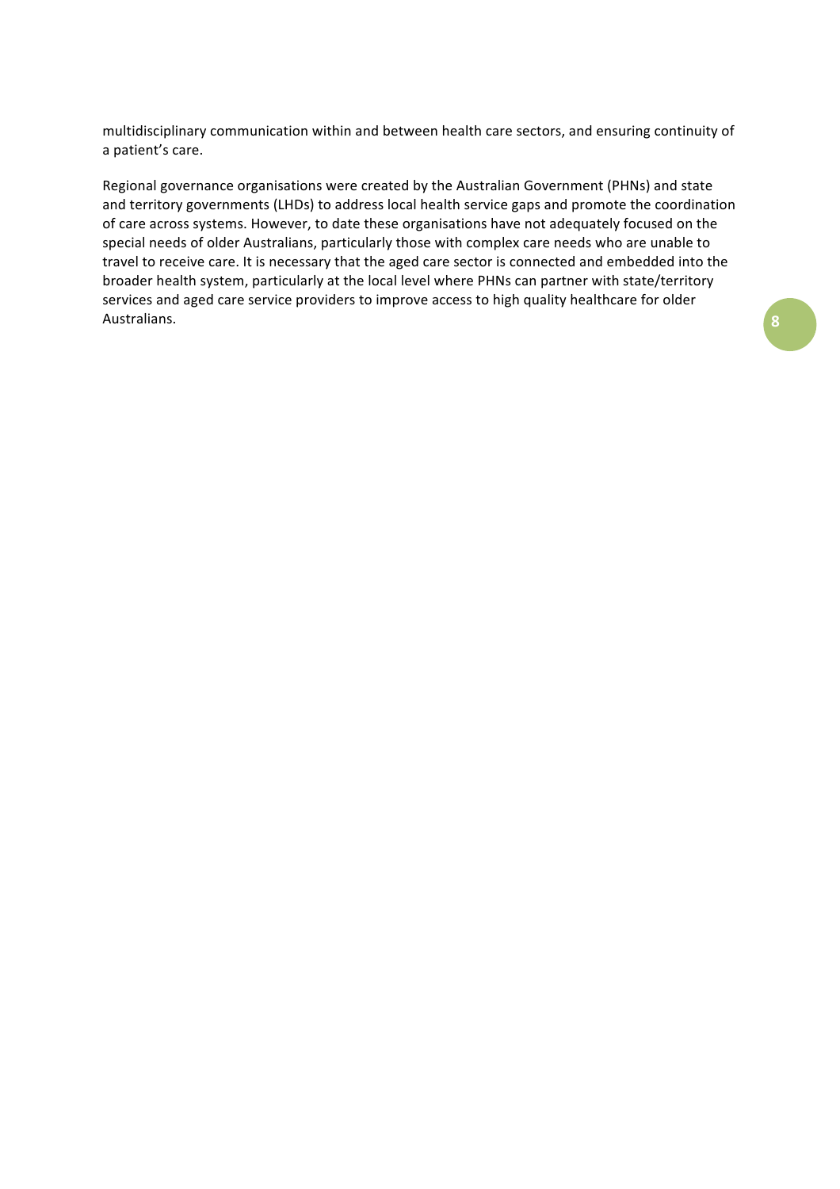multidisciplinary communication within and between health care sectors, and ensuring continuity of a patient's care.

Regional governance organisations were created by the Australian Government (PHNs) and state and territory governments (LHDs) to address local health service gaps and promote the coordination of care across systems. However, to date these organisations have not adequately focused on the special needs of older Australians, particularly those with complex care needs who are unable to travel to receive care. It is necessary that the aged care sector is connected and embedded into the broader health system, particularly at the local level where PHNs can partner with state/territory services and aged care service providers to improve access to high quality healthcare for older Australians.